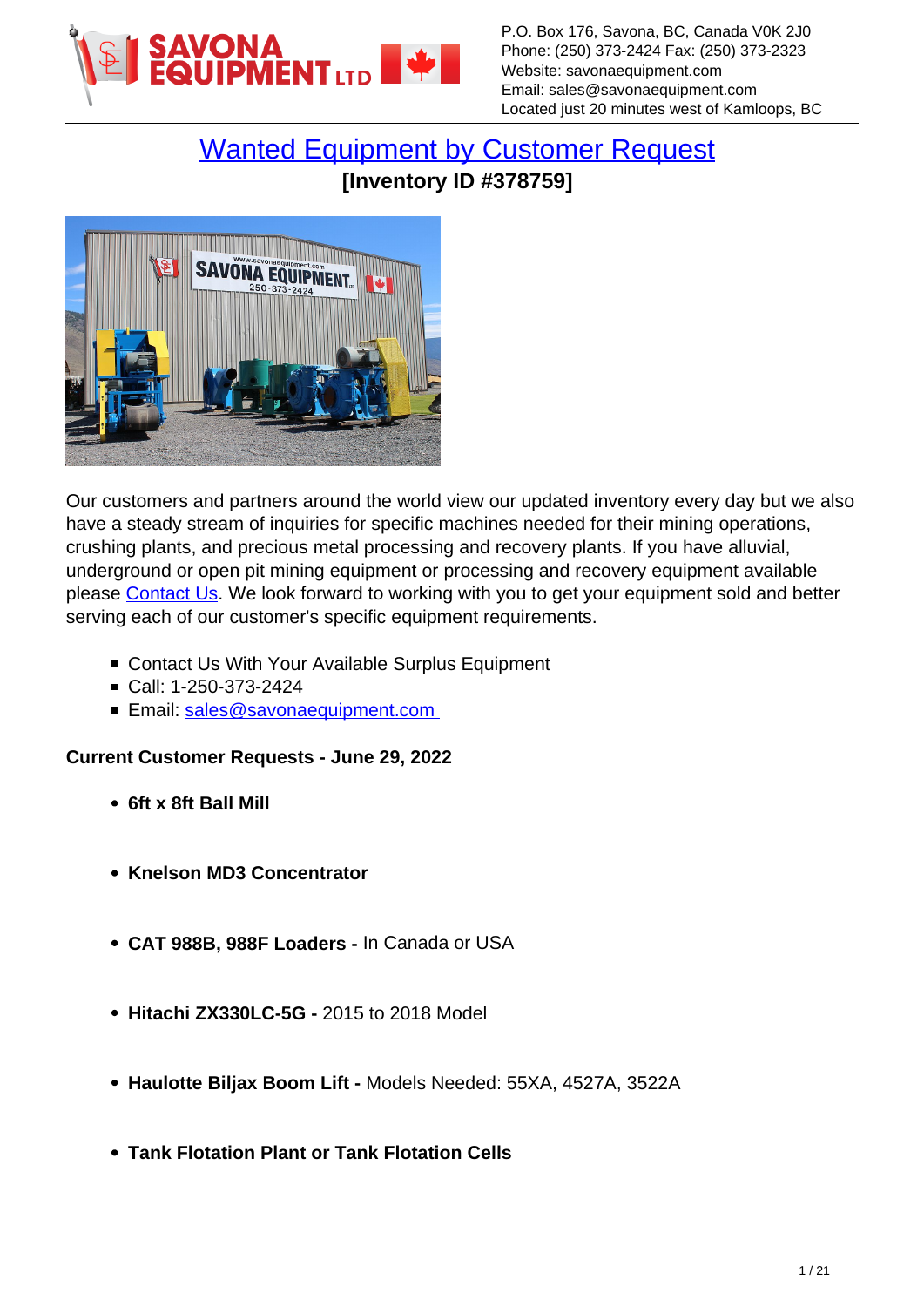P.O. Box 176, Savona, BC, Canada V0K 2J0
Phone: (250) 373-2424 Fax: (250) 373-2323
Website: savonaequipment.com
Email: sales@savonaequipment.com
Located just 20 minutes west of Kamloops, BC

# Wanted Equipment by Customer Request

**[Inventory ID #378759]**

Our customers and partners around the world view our updated inventory every day but we also have a steady stream of inquiries for specific machines needed for their mining operations, crushing plants, and precious metal processing and recovery plants. If you have alluvial, underground or open pit mining equipment or processing and recovery equipment available please Contact Us. We look forward to working with you to get your equipment sold and better serving each of our customer's specific equipment requirements.

- Contact Us With Your Available Surplus Equipment
- Call: 1-250-373-2424
- Email: sales@savonaequipment.com

**Current Customer Requests - June 29, 2022**

- **6ft x 8ft Ball Mill**
- **Knelson MD3 Concentrator**
- **CAT 988B, 988F Loaders -** In Canada or USA
- **Hitachi ZX330LC-5G -** 2015 to 2018 Model
- **Haulotte Biljax Boom Lift -** Models Needed: 55XA, 4527A, 3522A
- **Tank Flotation Plant or Tank Flotation Cells**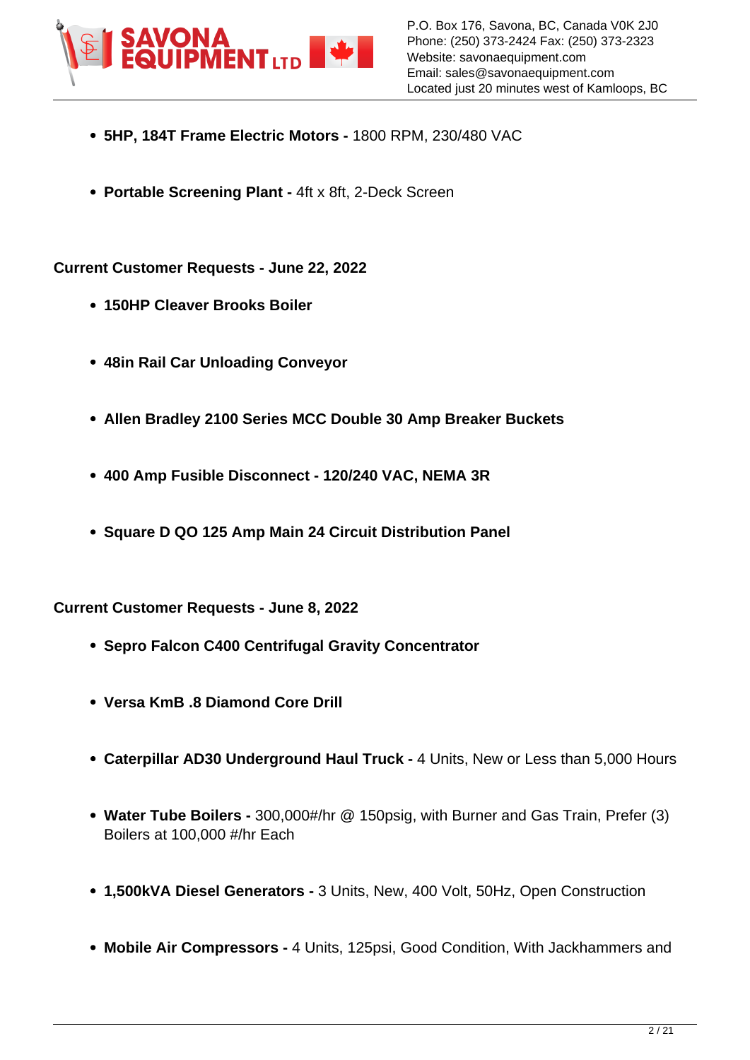- **5HP, 184T Frame Electric Motors -** 1800 RPM, 230/480 VAC

- **Portable Screening Plant -** 4ft x 8ft, 2-Deck Screen

**Current Customer Requests - June 22, 2022**

- **150HP Cleaver Brooks Boiler**

- **48in Rail Car Unloading Conveyor**

- **Allen Bradley 2100 Series MCC Double 30 Amp Breaker Buckets**

- **400 Amp Fusible Disconnect - 120/240 VAC, NEMA 3R**

- **Square D QO 125 Amp Main 24 Circuit Distribution Panel**

**Current Customer Requests - June 8, 2022**

- **Sepro Falcon C400 Centrifugal Gravity Concentrator**

- **Versa KmB .8 Diamond Core Drill**

- **Caterpillar AD30 Underground Haul Truck -** 4 Units, New or Less than 5,000 Hours

- **Water Tube Boilers -** 300,000#/hr @ 150psig, with Burner and Gas Train, Prefer (3) Boilers at 100,000 #/hr Each

- **1,500kVA Diesel Generators -** 3 Units, New, 400 Volt, 50Hz, Open Construction

- **Mobile Air Compressors -** 4 Units, 125psi, Good Condition, With Jackhammers and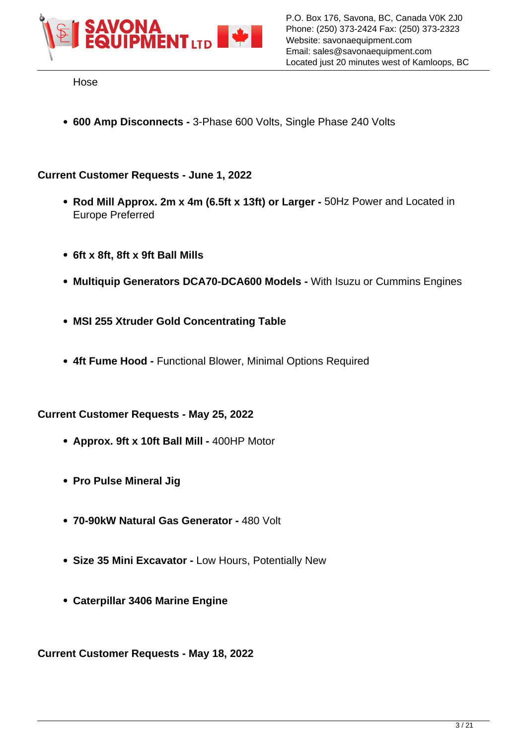Hose

- **600 Amp Disconnects -** 3-Phase 600 Volts, Single Phase 240 Volts

**Current Customer Requests - June 1, 2022**

- **Rod Mill Approx. 2m x 4m (6.5ft x 13ft) or Larger -** 50Hz Power and Located in Europe Preferred
- **6ft x 8ft, 8ft x 9ft Ball Mills**
- **Multiquip Generators DCA70-DCA600 Models -** With Isuzu or Cummins Engines
- **MSI 255 Xtruder Gold Concentrating Table**
- **4ft Fume Hood -** Functional Blower, Minimal Options Required

**Current Customer Requests - May 25, 2022**

- **Approx. 9ft x 10ft Ball Mill -** 400HP Motor
- **Pro Pulse Mineral Jig**
- **70-90kW Natural Gas Generator -** 480 Volt
- **Size 35 Mini Excavator -** Low Hours, Potentially New
- **Caterpillar 3406 Marine Engine**

**Current Customer Requests - May 18, 2022**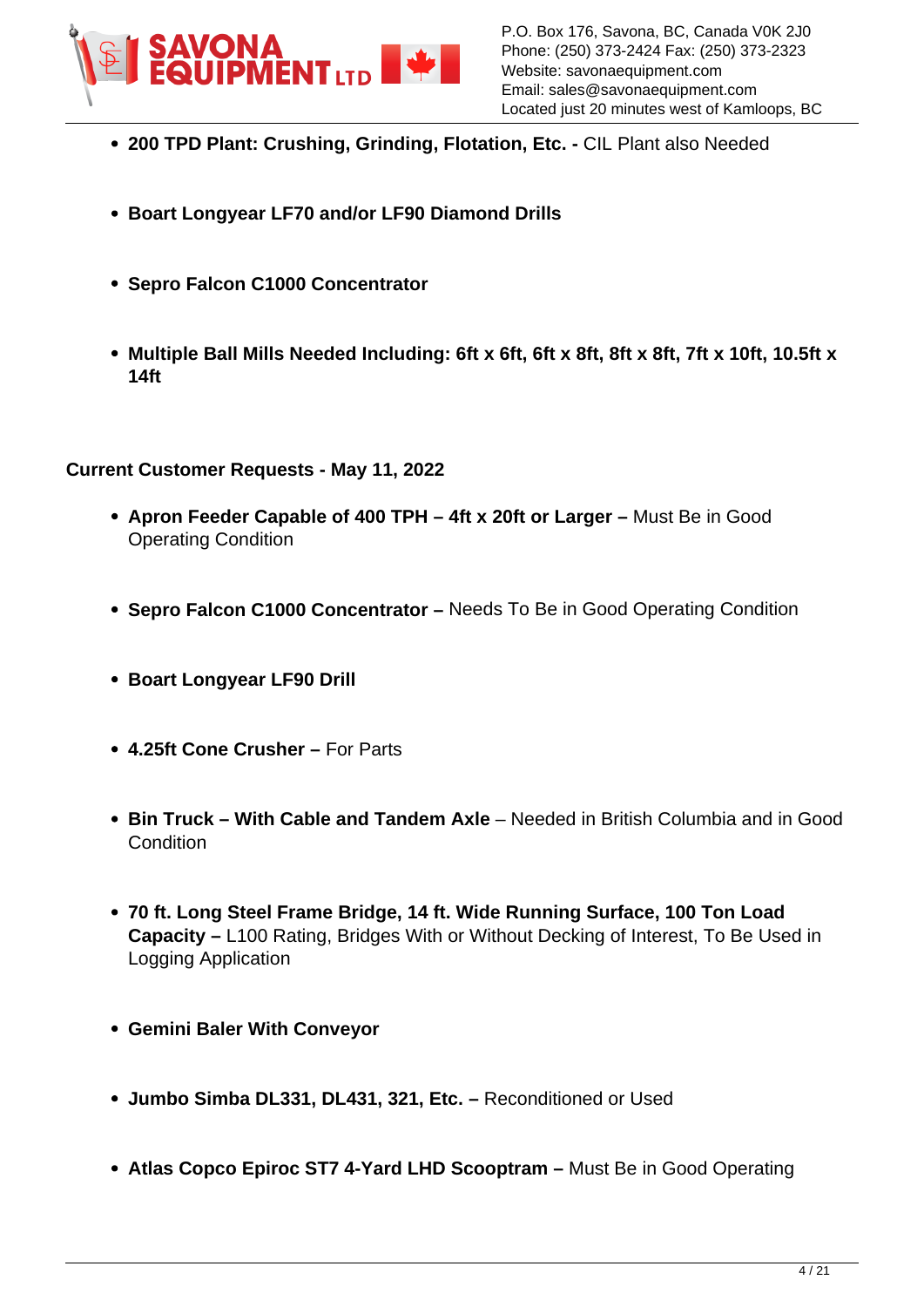- **200 TPD Plant: Crushing, Grinding, Flotation, Etc. -** CIL Plant also Needed

- **Boart Longyear LF70 and/or LF90 Diamond Drills**

- **Sepro Falcon C1000 Concentrator**

- **Multiple Ball Mills Needed Including: 6ft x 6ft, 6ft x 8ft, 8ft x 8ft, 7ft x 10ft, 10.5ft x 14ft**

**Current Customer Requests - May 11, 2022**

- **Apron Feeder Capable of 400 TPH – 4ft x 20ft or Larger –** Must Be in Good Operating Condition

- **Sepro Falcon C1000 Concentrator –** Needs To Be in Good Operating Condition

- **Boart Longyear LF90 Drill**

- **4.25ft Cone Crusher –** For Parts

- **Bin Truck – With Cable and Tandem Axle** – Needed in British Columbia and in Good Condition

- **70 ft. Long Steel Frame Bridge, 14 ft. Wide Running Surface, 100 Ton Load Capacity –** L100 Rating, Bridges With or Without Decking of Interest, To Be Used in Logging Application

- **Gemini Baler With Conveyor**

- **Jumbo Simba DL331, DL431, 321, Etc. –** Reconditioned or Used

- **Atlas Copco Epiroc ST7 4-Yard LHD Scooptram –** Must Be in Good Operating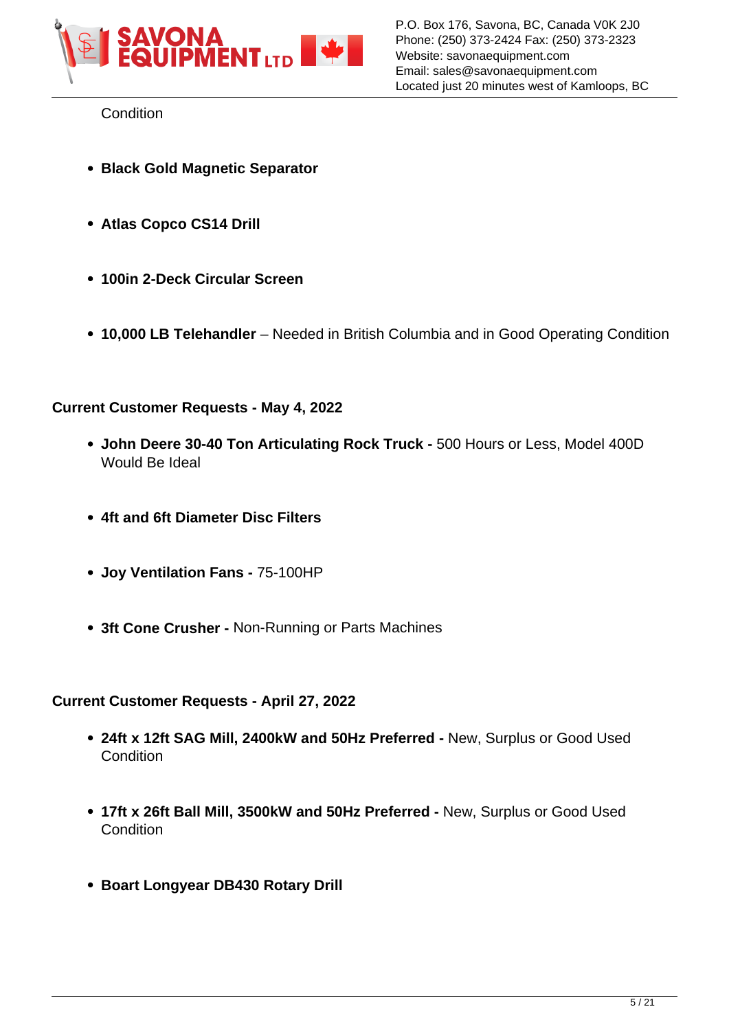Condition

- **Black Gold Magnetic Separator**
- **Atlas Copco CS14 Drill**
- **100in 2-Deck Circular Screen**
- **10,000 LB Telehandler** – Needed in British Columbia and in Good Operating Condition

**Current Customer Requests - May 4, 2022**

- **John Deere 30-40 Ton Articulating Rock Truck -** 500 Hours or Less, Model 400D Would Be Ideal
- **4ft and 6ft Diameter Disc Filters**
- **Joy Ventilation Fans -** 75-100HP
- **3ft Cone Crusher -** Non-Running or Parts Machines

**Current Customer Requests - April 27, 2022**

- **24ft x 12ft SAG Mill, 2400kW and 50Hz Preferred -** New, Surplus or Good Used Condition
- **17ft x 26ft Ball Mill, 3500kW and 50Hz Preferred -** New, Surplus or Good Used Condition
- **Boart Longyear DB430 Rotary Drill**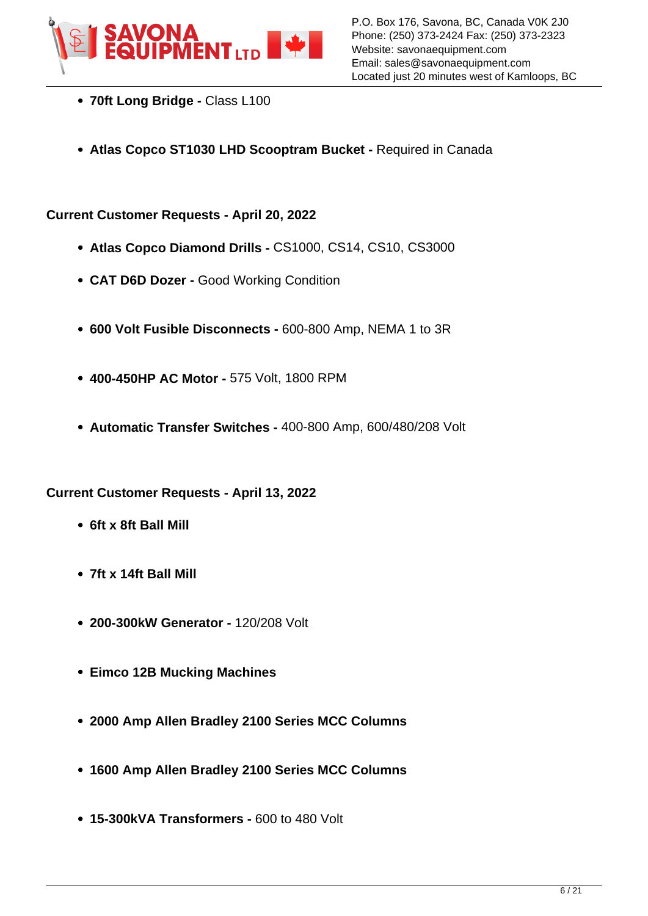- **70ft Long Bridge -** Class L100
- **Atlas Copco ST1030 LHD Scooptram Bucket -** Required in Canada

**Current Customer Requests - April 20, 2022**

- **Atlas Copco Diamond Drills -** CS1000, CS14, CS10, CS3000
- **CAT D6D Dozer -** Good Working Condition
- **600 Volt Fusible Disconnects -** 600-800 Amp, NEMA 1 to 3R
- **400-450HP AC Motor -** 575 Volt, 1800 RPM
- **Automatic Transfer Switches -** 400-800 Amp, 600/480/208 Volt

**Current Customer Requests - April 13, 2022**

- **6ft x 8ft Ball Mill**
- **7ft x 14ft Ball Mill**
- **200-300kW Generator -** 120/208 Volt
- **Eimco 12B Mucking Machines**
- **2000 Amp Allen Bradley 2100 Series MCC Columns**
- **1600 Amp Allen Bradley 2100 Series MCC Columns**
- **15-300kVA Transformers -** 600 to 480 Volt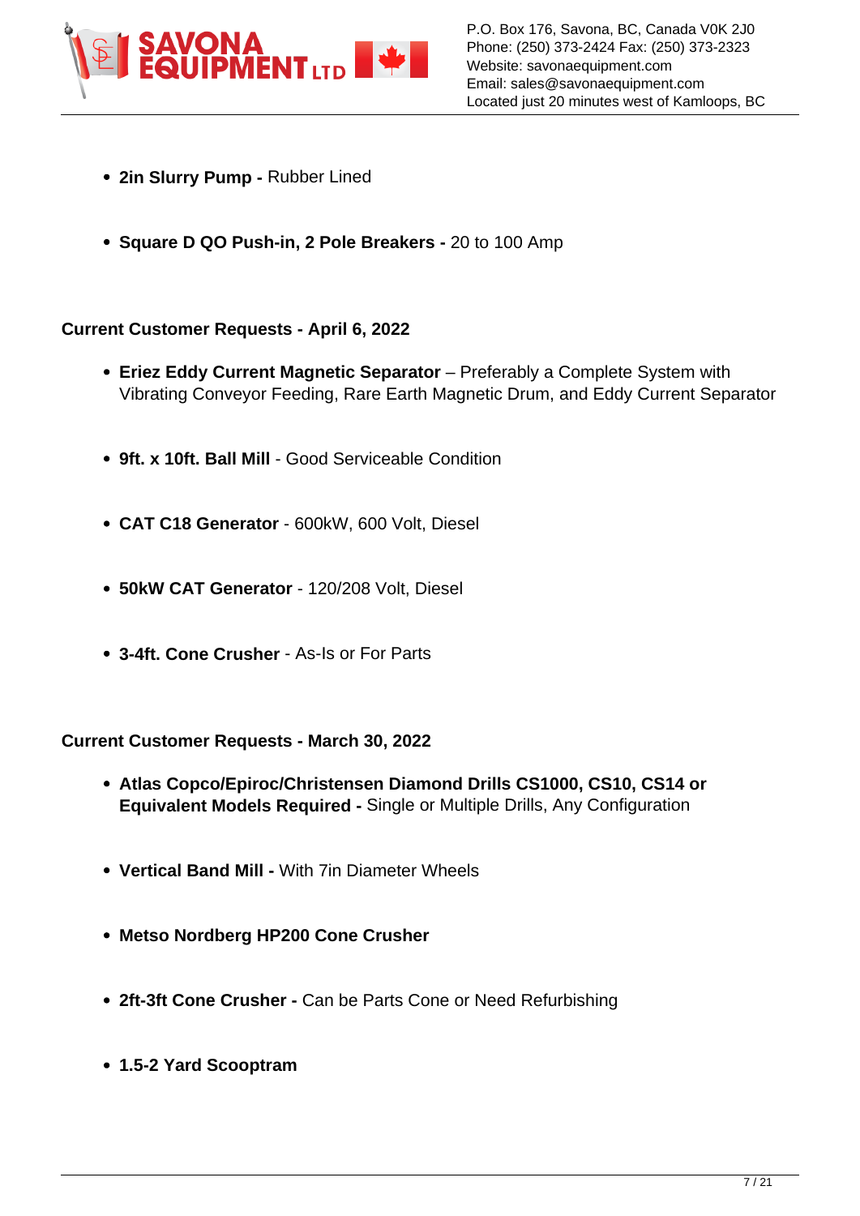- **2in Slurry Pump -** Rubber Lined

- **Square D QO Push-in, 2 Pole Breakers -** 20 to 100 Amp

**Current Customer Requests - April 6, 2022**

- **Eriez Eddy Current Magnetic Separator** – Preferably a Complete System with Vibrating Conveyor Feeding, Rare Earth Magnetic Drum, and Eddy Current Separator

- **9ft. x 10ft. Ball Mill** - Good Serviceable Condition

- **CAT C18 Generator** - 600kW, 600 Volt, Diesel

- **50kW CAT Generator** - 120/208 Volt, Diesel

- **3-4ft. Cone Crusher** - As-Is or For Parts

**Current Customer Requests - March 30, 2022**

- **Atlas Copco/Epiroc/Christensen Diamond Drills CS1000, CS10, CS14 or Equivalent Models Required -** Single or Multiple Drills, Any Configuration

- **Vertical Band Mill -** With 7in Diameter Wheels

- **Metso Nordberg HP200 Cone Crusher**

- **2ft-3ft Cone Crusher -** Can be Parts Cone or Need Refurbishing

- **1.5-2 Yard Scooptram**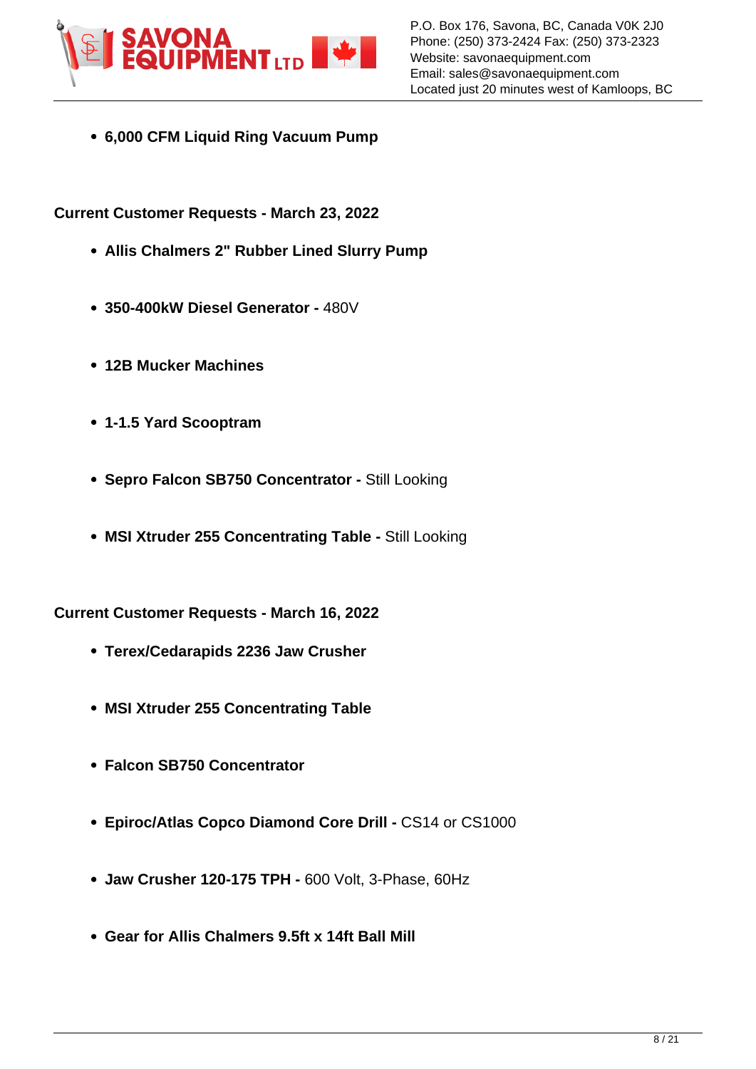- **6,000 CFM Liquid Ring Vacuum Pump**

**Current Customer Requests - March 23, 2022**

- **Allis Chalmers 2" Rubber Lined Slurry Pump**
- **350-400kW Diesel Generator -** 480V
- **12B Mucker Machines**
- **1-1.5 Yard Scooptram**
- **Sepro Falcon SB750 Concentrator -** Still Looking
- **MSI Xtruder 255 Concentrating Table -** Still Looking

**Current Customer Requests - March 16, 2022**

- **Terex/Cedarapids 2236 Jaw Crusher**
- **MSI Xtruder 255 Concentrating Table**
- **Falcon SB750 Concentrator**
- **Epiroc/Atlas Copco Diamond Core Drill -** CS14 or CS1000
- **Jaw Crusher 120-175 TPH -** 600 Volt, 3-Phase, 60Hz
- **Gear for Allis Chalmers 9.5ft x 14ft Ball Mill**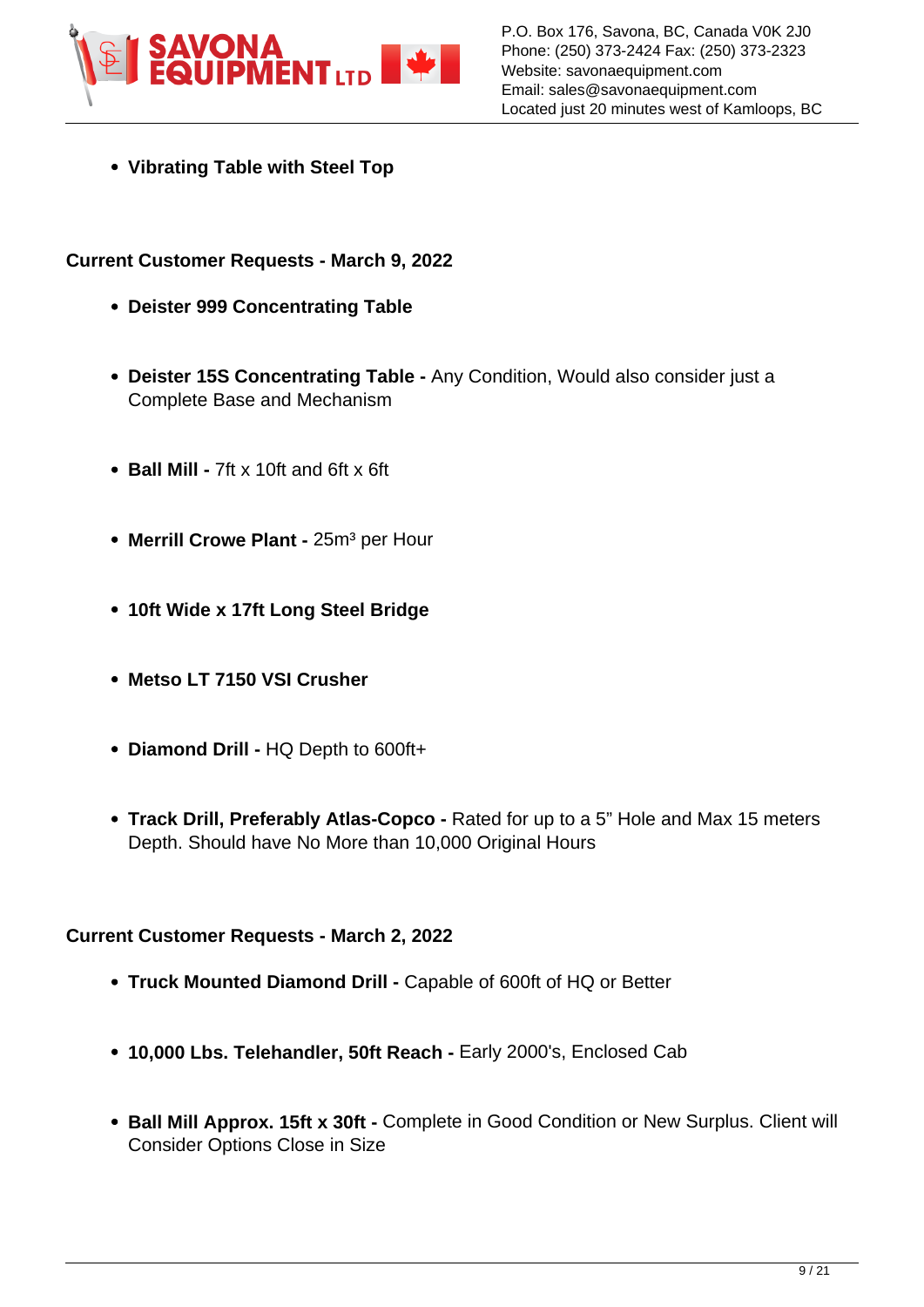- **Vibrating Table with Steel Top**

**Current Customer Requests - March 9, 2022**

- **Deister 999 Concentrating Table**
- **Deister 15S Concentrating Table -** Any Condition, Would also consider just a Complete Base and Mechanism
- **Ball Mill -** 7ft x 10ft and 6ft x 6ft
- **Merrill Crowe Plant -** 25m³ per Hour
- **10ft Wide x 17ft Long Steel Bridge**
- **Metso LT 7150 VSI Crusher**
- **Diamond Drill -** HQ Depth to 600ft+
- **Track Drill, Preferably Atlas-Copco -** Rated for up to a 5" Hole and Max 15 meters Depth. Should have No More than 10,000 Original Hours

**Current Customer Requests - March 2, 2022**

- **Truck Mounted Diamond Drill -** Capable of 600ft of HQ or Better
- **10,000 Lbs. Telehandler, 50ft Reach -** Early 2000's, Enclosed Cab
- **Ball Mill Approx. 15ft x 30ft -** Complete in Good Condition or New Surplus. Client will Consider Options Close in Size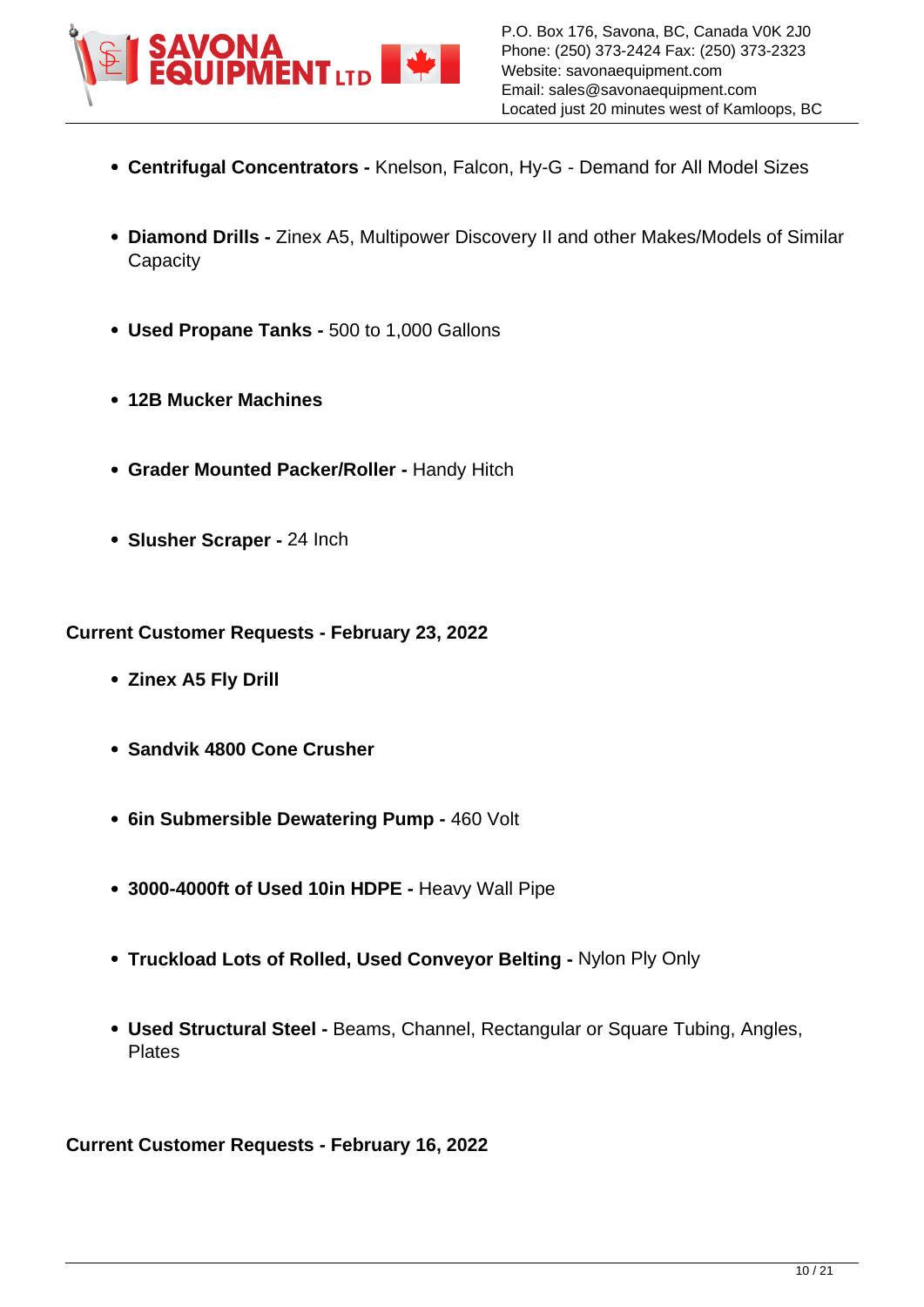- **Centrifugal Concentrators -** Knelson, Falcon, Hy-G - Demand for All Model Sizes
- **Diamond Drills -** Zinex A5, Multipower Discovery II and other Makes/Models of Similar Capacity
- **Used Propane Tanks -** 500 to 1,000 Gallons
- **12B Mucker Machines**
- **Grader Mounted Packer/Roller -** Handy Hitch
- **Slusher Scraper -** 24 Inch

**Current Customer Requests - February 23, 2022**

- **Zinex A5 Fly Drill**
- **Sandvik 4800 Cone Crusher**
- **6in Submersible Dewatering Pump -** 460 Volt
- **3000-4000ft of Used 10in HDPE -** Heavy Wall Pipe
- **Truckload Lots of Rolled, Used Conveyor Belting -** Nylon Ply Only
- **Used Structural Steel -** Beams, Channel, Rectangular or Square Tubing, Angles, Plates

**Current Customer Requests - February 16, 2022**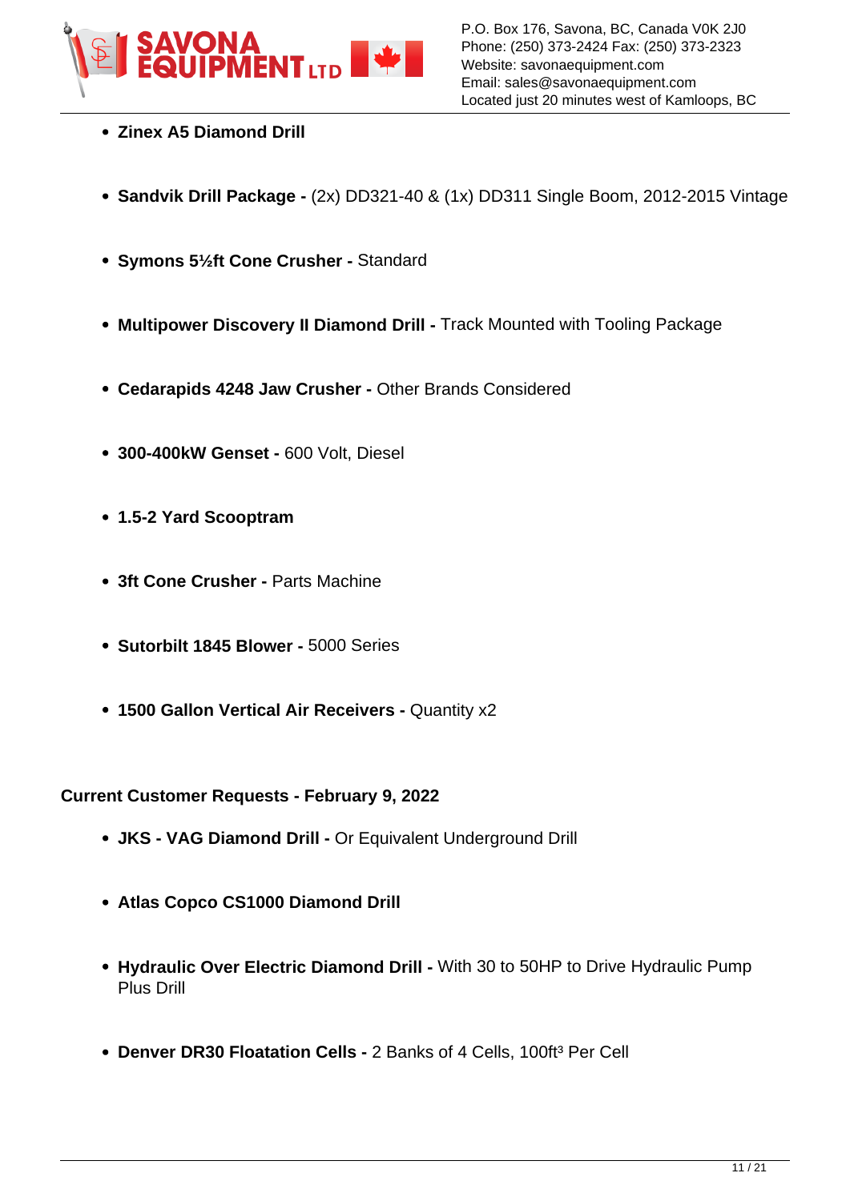- **Zinex A5 Diamond Drill**
- **Sandvik Drill Package -** (2x) DD321-40 & (1x) DD311 Single Boom, 2012-2015 Vintage
- **Symons 5½ft Cone Crusher -** Standard
- **Multipower Discovery II Diamond Drill -** Track Mounted with Tooling Package
- **Cedarapids 4248 Jaw Crusher -** Other Brands Considered
- **300-400kW Genset -** 600 Volt, Diesel
- **1.5-2 Yard Scooptram**
- **3ft Cone Crusher -** Parts Machine
- **Sutorbilt 1845 Blower -** 5000 Series
- **1500 Gallon Vertical Air Receivers -** Quantity x2

**Current Customer Requests - February 9, 2022**

- **JKS - VAG Diamond Drill -** Or Equivalent Underground Drill
- **Atlas Copco CS1000 Diamond Drill**
- **Hydraulic Over Electric Diamond Drill -** With 30 to 50HP to Drive Hydraulic Pump Plus Drill
- **Denver DR30 Floatation Cells -** 2 Banks of 4 Cells, 100ft³ Per Cell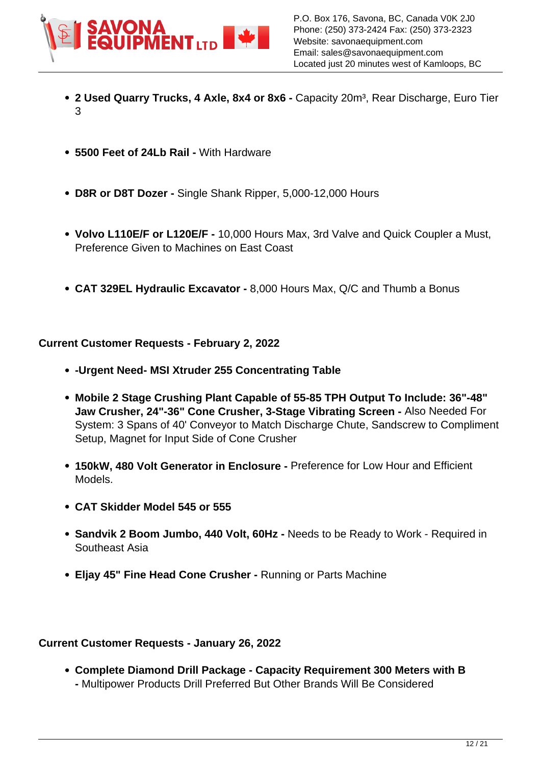- **2 Used Quarry Trucks, 4 Axle, 8x4 or 8x6 -** Capacity 20m³, Rear Discharge, Euro Tier 3

- **5500 Feet of 24Lb Rail -** With Hardware

- **D8R or D8T Dozer -** Single Shank Ripper, 5,000-12,000 Hours

- **Volvo L110E/F or L120E/F -** 10,000 Hours Max, 3rd Valve and Quick Coupler a Must, Preference Given to Machines on East Coast

- **CAT 329EL Hydraulic Excavator -** 8,000 Hours Max, Q/C and Thumb a Bonus

**Current Customer Requests - February 2, 2022**

- **-Urgent Need- MSI Xtruder 255 Concentrating Table**
- **Mobile 2 Stage Crushing Plant Capable of 55-85 TPH Output To Include: 36"-48" Jaw Crusher, 24"-36" Cone Crusher, 3-Stage Vibrating Screen -** Also Needed For System: 3 Spans of 40' Conveyor to Match Discharge Chute, Sandscrew to Compliment Setup, Magnet for Input Side of Cone Crusher
- **150kW, 480 Volt Generator in Enclosure -** Preference for Low Hour and Efficient Models.
- **CAT Skidder Model 545 or 555**
- **Sandvik 2 Boom Jumbo, 440 Volt, 60Hz -** Needs to be Ready to Work - Required in Southeast Asia
- **Eljay 45" Fine Head Cone Crusher -** Running or Parts Machine

**Current Customer Requests - January 26, 2022**

- **Complete Diamond Drill Package - Capacity Requirement 300 Meters with B -** Multipower Products Drill Preferred But Other Brands Will Be Considered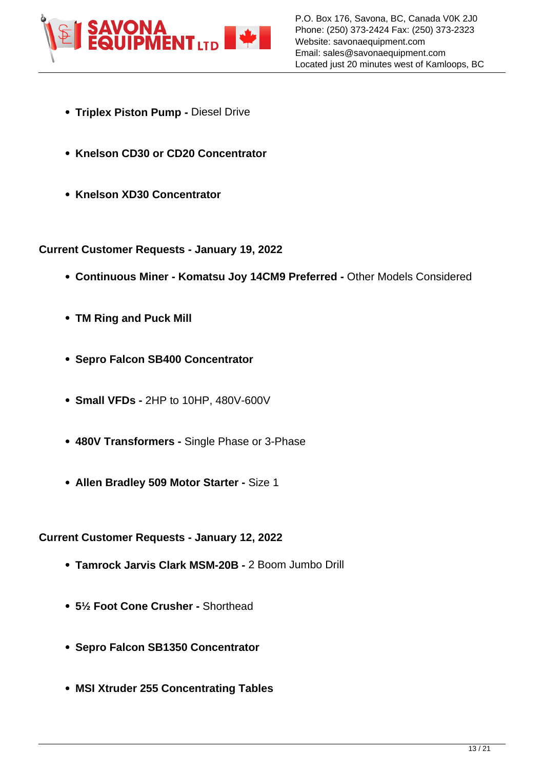- **Triplex Piston Pump -** Diesel Drive
- **Knelson CD30 or CD20 Concentrator**
- **Knelson XD30 Concentrator**

**Current Customer Requests - January 19, 2022**

- **Continuous Miner - Komatsu Joy 14CM9 Preferred -** Other Models Considered
- **TM Ring and Puck Mill**
- **Sepro Falcon SB400 Concentrator**
- **Small VFDs -** 2HP to 10HP, 480V-600V
- **480V Transformers -** Single Phase or 3-Phase
- **Allen Bradley 509 Motor Starter -** Size 1

**Current Customer Requests - January 12, 2022**

- **Tamrock Jarvis Clark MSM-20B -** 2 Boom Jumbo Drill
- **5½ Foot Cone Crusher -** Shorthead
- **Sepro Falcon SB1350 Concentrator**
- **MSI Xtruder 255 Concentrating Tables**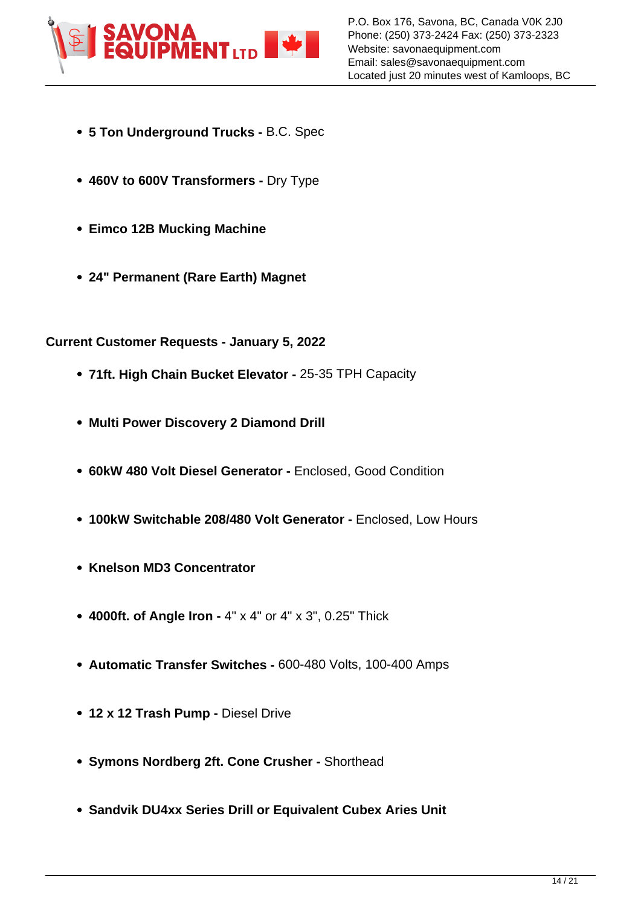- **5 Ton Underground Trucks -** B.C. Spec
- **460V to 600V Transformers -** Dry Type
- **Eimco 12B Mucking Machine**
- **24" Permanent (Rare Earth) Magnet**

**Current Customer Requests - January 5, 2022**

- **71ft. High Chain Bucket Elevator -** 25-35 TPH Capacity
- **Multi Power Discovery 2 Diamond Drill**
- **60kW 480 Volt Diesel Generator -** Enclosed, Good Condition
- **100kW Switchable 208/480 Volt Generator -** Enclosed, Low Hours
- **Knelson MD3 Concentrator**
- **4000ft. of Angle Iron -** 4" x 4" or 4" x 3", 0.25" Thick
- **Automatic Transfer Switches -** 600-480 Volts, 100-400 Amps
- **12 x 12 Trash Pump -** Diesel Drive
- **Symons Nordberg 2ft. Cone Crusher -** Shorthead
- **Sandvik DU4xx Series Drill or Equivalent Cubex Aries Unit**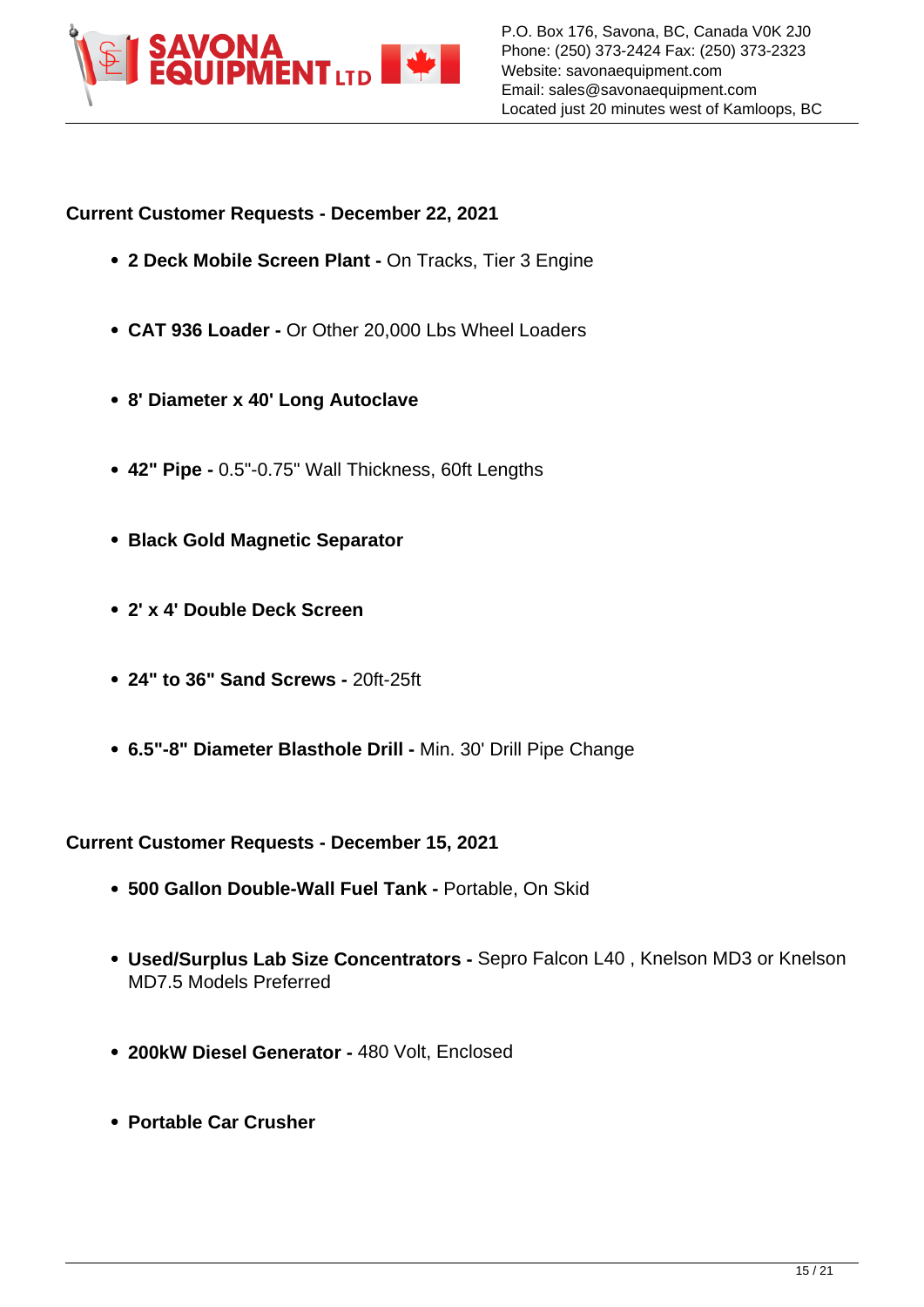**Current Customer Requests - December 22, 2021**

- **2 Deck Mobile Screen Plant -** On Tracks, Tier 3 Engine
- **CAT 936 Loader -** Or Other 20,000 Lbs Wheel Loaders
- **8' Diameter x 40' Long Autoclave**
- **42" Pipe -** 0.5"-0.75" Wall Thickness, 60ft Lengths
- **Black Gold Magnetic Separator**
- **2' x 4' Double Deck Screen**
- **24" to 36" Sand Screws -** 20ft-25ft
- **6.5"-8" Diameter Blasthole Drill -** Min. 30' Drill Pipe Change

**Current Customer Requests - December 15, 2021**

- **500 Gallon Double-Wall Fuel Tank -** Portable, On Skid
- **Used/Surplus Lab Size Concentrators -** Sepro Falcon L40 , Knelson MD3 or Knelson MD7.5 Models Preferred
- **200kW Diesel Generator -** 480 Volt, Enclosed
- **Portable Car Crusher**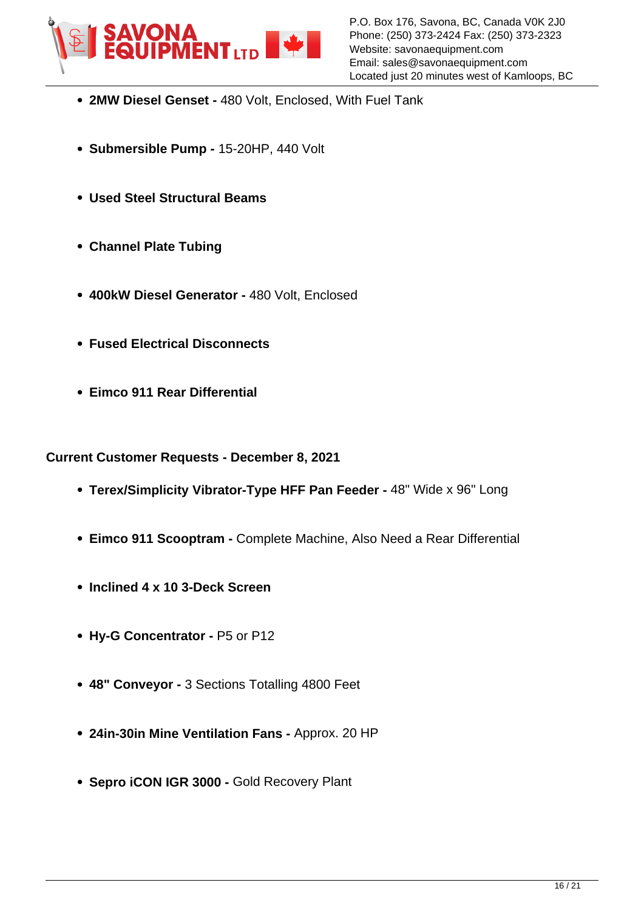- **2MW Diesel Genset -** 480 Volt, Enclosed, With Fuel Tank
- **Submersible Pump -** 15-20HP, 440 Volt
- **Used Steel Structural Beams**
- **Channel Plate Tubing**
- **400kW Diesel Generator -** 480 Volt, Enclosed
- **Fused Electrical Disconnects**
- **Eimco 911 Rear Differential**

**Current Customer Requests - December 8, 2021**

- **Terex/Simplicity Vibrator-Type HFF Pan Feeder -** 48" Wide x 96" Long
- **Eimco 911 Scooptram -** Complete Machine, Also Need a Rear Differential
- **Inclined 4 x 10 3-Deck Screen**
- **Hy-G Concentrator -** P5 or P12
- **48" Conveyor -** 3 Sections Totalling 4800 Feet
- **24in-30in Mine Ventilation Fans -** Approx. 20 HP
- **Sepro iCON IGR 3000 -** Gold Recovery Plant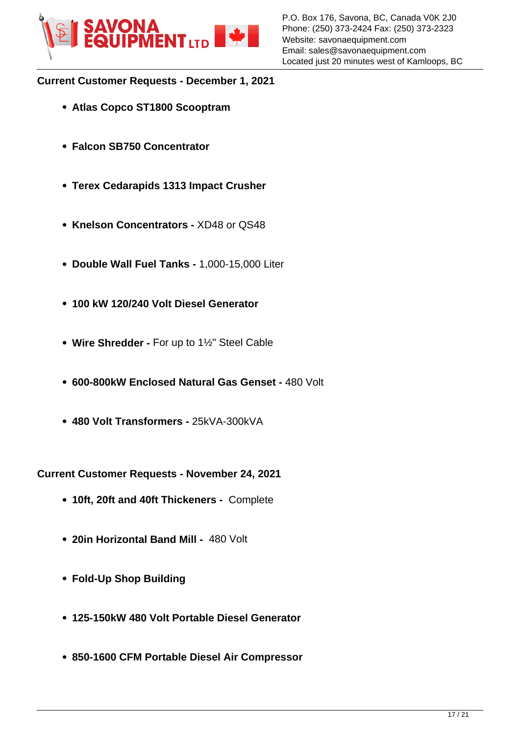## Current Customer Requests - December 1, 2021

- **Atlas Copco ST1800 Scooptram**
- **Falcon SB750 Concentrator**
- **Terex Cedarapids 1313 Impact Crusher**
- **Knelson Concentrators -** XD48 or QS48
- **Double Wall Fuel Tanks -** 1,000-15,000 Liter
- **100 kW 120/240 Volt Diesel Generator**
- **Wire Shredder -** For up to 1½" Steel Cable
- **600-800kW Enclosed Natural Gas Genset -** 480 Volt
- **480 Volt Transformers -** 25kVA-300kVA

## Current Customer Requests - November 24, 2021

- **10ft, 20ft and 40ft Thickeners -** Complete
- **20in Horizontal Band Mill -** 480 Volt
- **Fold-Up Shop Building**
- **125-150kW 480 Volt Portable Diesel Generator**
- **850-1600 CFM Portable Diesel Air Compressor**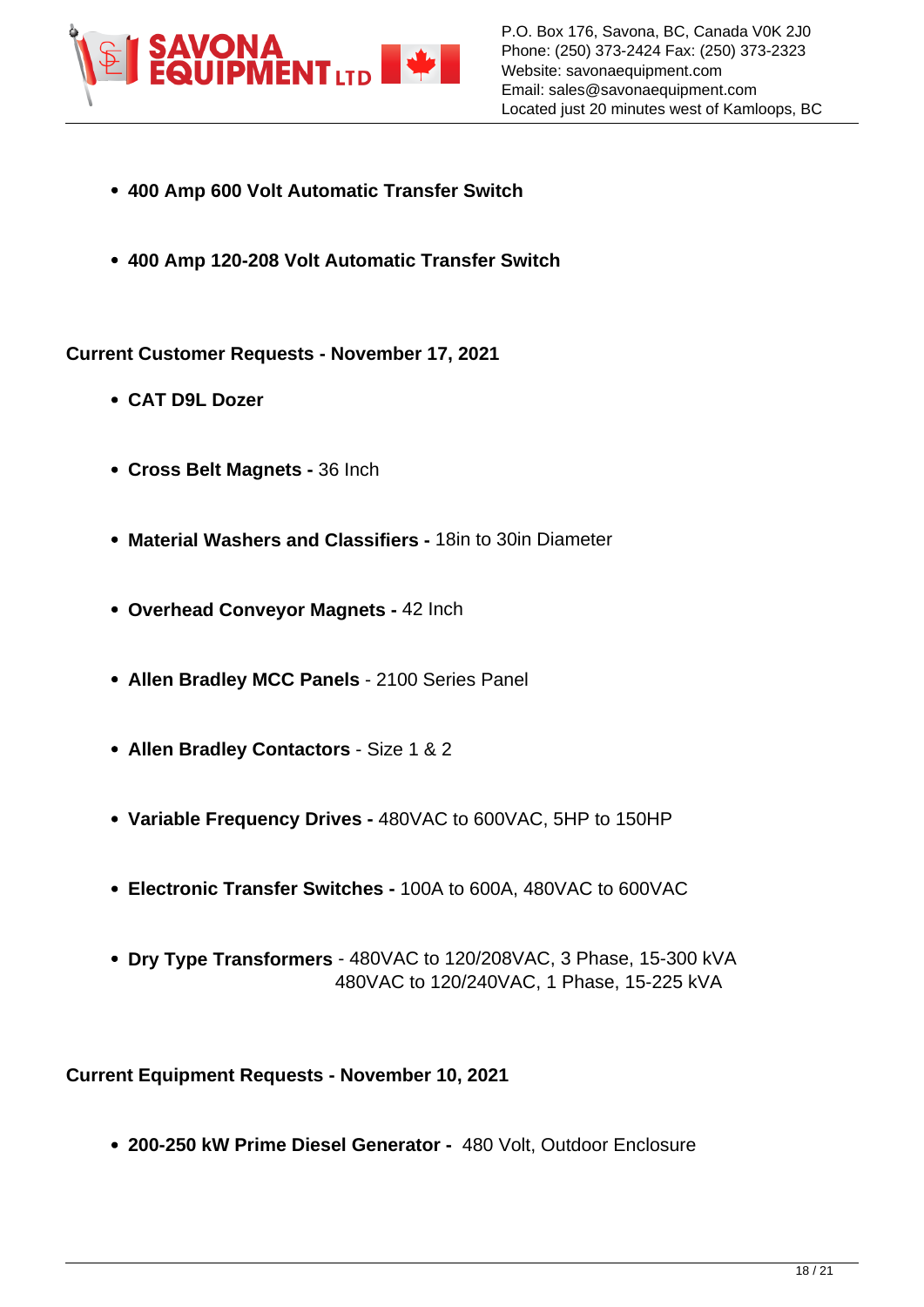- **400 Amp 600 Volt Automatic Transfer Switch**

- **400 Amp 120-208 Volt Automatic Transfer Switch**

**Current Customer Requests - November 17, 2021**

- **CAT D9L Dozer**

- **Cross Belt Magnets -** 36 Inch

- **Material Washers and Classifiers -** 18in to 30in Diameter

- **Overhead Conveyor Magnets -** 42 Inch

- **Allen Bradley MCC Panels** - 2100 Series Panel

- **Allen Bradley Contactors** - Size 1 & 2

- **Variable Frequency Drives -** 480VAC to 600VAC, 5HP to 150HP

- **Electronic Transfer Switches -** 100A to 600A, 480VAC to 600VAC

- **Dry Type Transformers** - 480VAC to 120/208VAC, 3 Phase, 15-300 kVA
  480VAC to 120/240VAC, 1 Phase, 15-225 kVA

**Current Equipment Requests - November 10, 2021**

- **200-250 kW Prime Diesel Generator -** 480 Volt, Outdoor Enclosure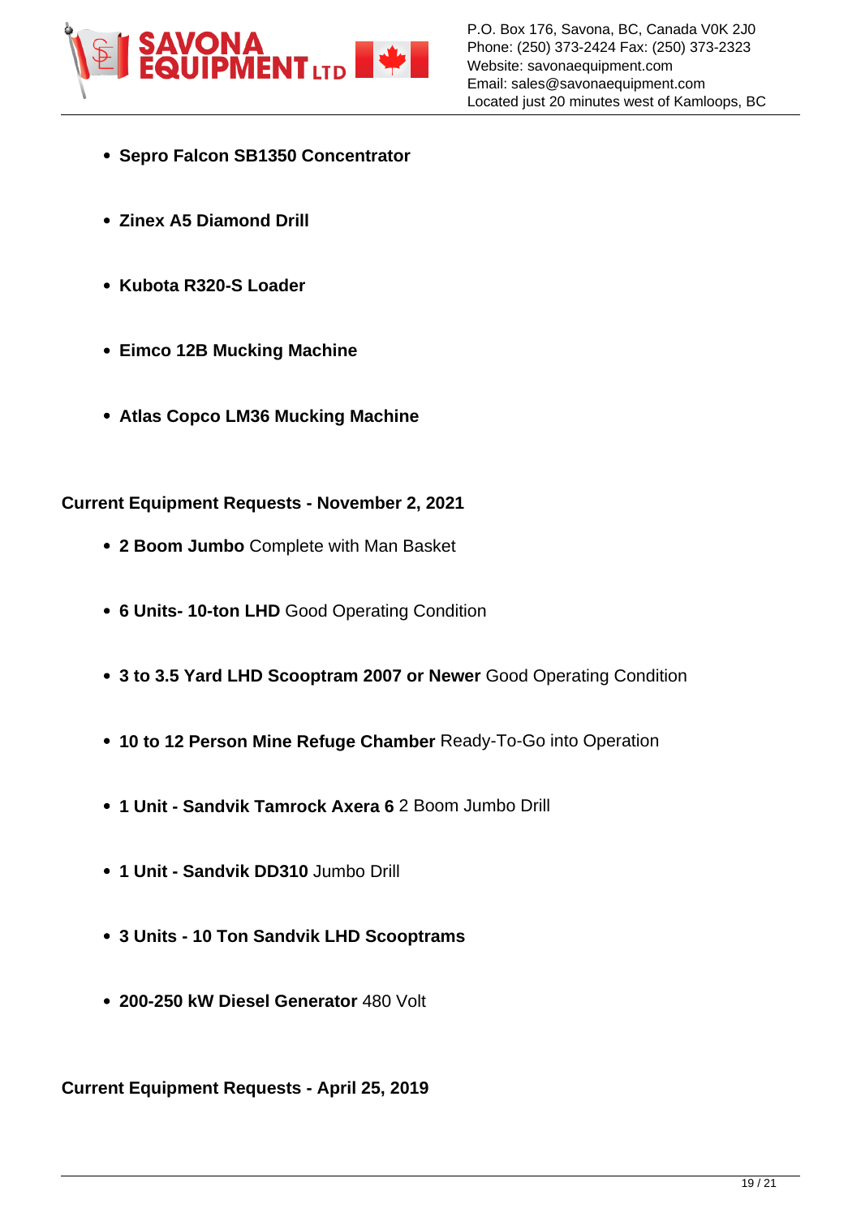- **Sepro Falcon SB1350 Concentrator**
- **Zinex A5 Diamond Drill**
- **Kubota R320-S Loader**
- **Eimco 12B Mucking Machine**
- **Atlas Copco LM36 Mucking Machine**

**Current Equipment Requests - November 2, 2021**

- **2 Boom Jumbo** Complete with Man Basket
- **6 Units- 10-ton LHD** Good Operating Condition
- **3 to 3.5 Yard LHD Scooptram 2007 or Newer** Good Operating Condition
- **10 to 12 Person Mine Refuge Chamber** Ready-To-Go into Operation
- **1 Unit - Sandvik Tamrock Axera 6** 2 Boom Jumbo Drill
- **1 Unit - Sandvik DD310** Jumbo Drill
- **3 Units - 10 Ton Sandvik LHD Scooptrams**
- **200-250 kW Diesel Generator** 480 Volt

**Current Equipment Requests - April 25, 2019**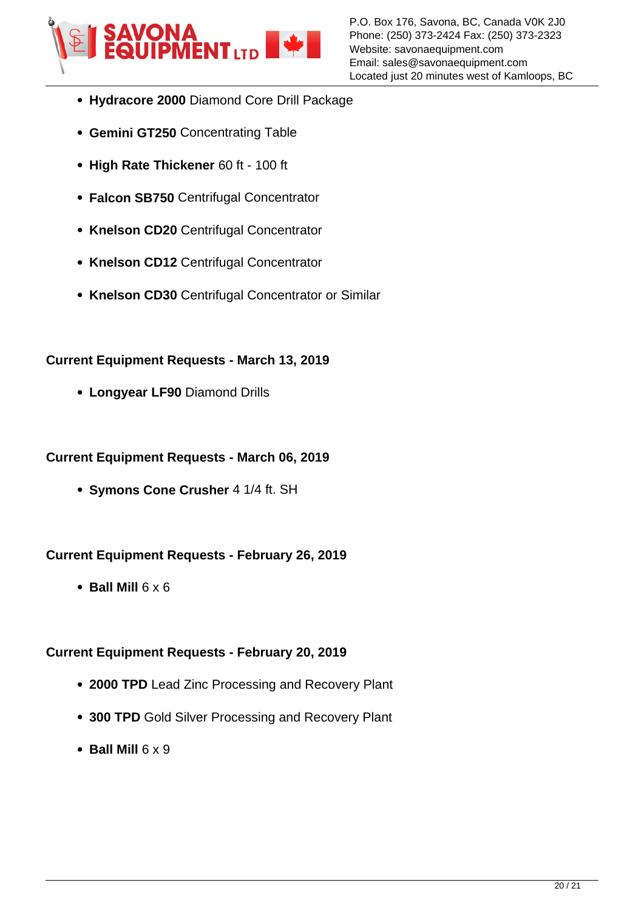- **Hydracore 2000** Diamond Core Drill Package
- **Gemini GT250** Concentrating Table
- **High Rate Thickener** 60 ft - 100 ft
- **Falcon SB750** Centrifugal Concentrator
- **Knelson CD20** Centrifugal Concentrator
- **Knelson CD12** Centrifugal Concentrator
- **Knelson CD30** Centrifugal Concentrator or Similar

**Current Equipment Requests - March 13, 2019**

- **Longyear LF90** Diamond Drills

**Current Equipment Requests - March 06, 2019**

- **Symons Cone Crusher** 4 1/4 ft. SH

**Current Equipment Requests - February 26, 2019**

- **Ball Mill** 6 x 6

**Current Equipment Requests - February 20, 2019**

- **2000 TPD** Lead Zinc Processing and Recovery Plant
- **300 TPD** Gold Silver Processing and Recovery Plant
- **Ball Mill** 6 x 9